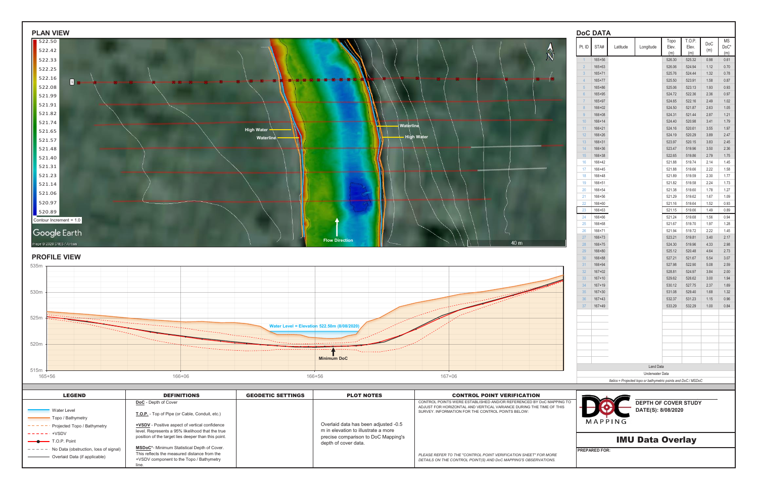## PLAN VIEW

522.50
522.42
522.33
522.25
522.16
522.08
521.99
521.91
521.82
521.74
521.65
521.57
521.48
521.40
521.31
521.23
521.14
521.06
520.97
520.89

Contour Increment = 1.0

Google Earth

Image © 2020 CNES / Airbus

High Water
Waterline
Waterline
High Water
Flow Direction
40 m

## PROFILE VIEW

535m
530m
525m
520m
515m

165+56 166+06 166+56 167+06

Water Level = Elevation 522.50m (8/08/2020)

Minimum DoC

## DoC DATA

| Pt. ID | STA# | Latitude | Longitude | Topo Elev. (m) | T.O.P. Elev. (m) | DoC (m) | MS DoC* (m) |
|---|---|---|---|---|---|---|---|
| 1 | 165+56 | | | 526.30 | 525.32 | 0.98 | 0.61 |
| 2 | 165+63 | | | 526.06 | 524.94 | 1.12 | 0.70 |
| 3 | 165+71 | | | 525.76 | 524.44 | 1.32 | 0.78 |
| 4 | 165+77 | | | 525.50 | 523.91 | 1.58 | 0.87 |
| 5 | 165+86 | | | 525.06 | 523.13 | 1.93 | 0.93 |
| 6 | 165+95 | | | 524.72 | 522.36 | 2.36 | 0.97 |
| 7 | 165+97 | | | 524.65 | 522.16 | 2.49 | 1.02 |
| 8 | 166+02 | | | 524.50 | 521.87 | 2.63 | 1.05 |
| 9 | 166+08 | | | 524.31 | 521.44 | 2.87 | 1.21 |
| 10 | 166+14 | | | 524.40 | 520.98 | 3.41 | 1.79 |
| 11 | 166+21 | | | 524.16 | 520.61 | 3.55 | 1.97 |
| 12 | 166+26 | | | 524.19 | 520.29 | 3.89 | 2.47 |
| 13 | 166+31 | | | 523.97 | 520.15 | 3.83 | 2.45 |
| 14 | 166+36 | | | 523.47 | 519.96 | 3.50 | 2.36 |
| 15 | 166+38 | | | 522.65 | 519.86 | 2.79 | 1.75 |
| 16 | 166+42 | | | 521.88 | 519.74 | 2.14 | 1.45 |
| 17 | 166+45 | | | 521.88 | 519.66 | 2.22 | 1.58 |
| 18 | 166+48 | | | 521.89 | 519.59 | 2.30 | 1.77 |
| 19 | 166+51 | | | 521.82 | 519.58 | 2.24 | 1.73 |
| 20 | 166+54 | | | 521.38 | 519.60 | 1.78 | 1.27 |
| 21 | 166+56 | | | 521.29 | 519.62 | 1.67 | 1.09 |
| 22 | 166+60 | | | 521.16 | 519.64 | 1.52 | 0.93 |
| 23 | 166+63 | | | 521.15 | 519.66 | 1.49 | 0.89 |
| 24 | 166+66 | | | 521.24 | 519.68 | 1.56 | 0.94 |
| 25 | 166+68 | | | 521.67 | 519.70 | 1.97 | 1.28 |
| 26 | 166+71 | | | 521.94 | 519.72 | 2.22 | 1.45 |
| 27 | 166+73 | | | 523.21 | 519.81 | 3.40 | 2.17 |
| 28 | 166+75 | | | 524.30 | 519.96 | 4.33 | 2.98 |
| 29 | 166+80 | | | 525.12 | 520.48 | 4.64 | 2.73 |
| 30 | 166+88 | | | 527.21 | 521.67 | 5.54 | 3.07 |
| 31 | 166+94 | | | 527.98 | 522.90 | 5.08 | 2.59 |
| 32 | 167+02 | | | 528.81 | 524.97 | 3.84 | 2.00 |
| 33 | 167+10 | | | 529.62 | 526.62 | 3.00 | 1.94 |
| 34 | 167+19 | | | 530.12 | 527.75 | 2.37 | 1.69 |
| 35 | 167+30 | | | 531.08 | 529.40 | 1.68 | 1.32 |
| 36 | 167+43 | | | 532.37 | 531.23 | 1.15 | 0.96 |
| 37 | 167+49 | | | 533.29 | 532.29 | 1.00 | 0.84 |

Land Data

Underwater Data

*Italics = Projected topo or bathymetric points and DoC / MSDoC*

### LEGEND

- Water Level
- Topo / Bathymetry
- Projected Topo / Bathymetry
- +VSDV
- T.O.P. Point
- No Data (obstruction, loss of signal)
- Overlaid Data (if applicable)

### DEFINITIONS

**DoC** - Depth of Cover

**T.O.P.** - Top of Pipe (or Cable, Conduit, etc.)

**+VSDV** - Positive aspect of vertical confidence level. Represents a 95% likelihood that the true position of the target lies deeper than this point.

**MSDoC*** - Minimum Statistical Depth of Cover. This reflects the measured distance from the +VSDV component to the Topo / Bathymetry line.

### GEODETIC SETTINGS

### PLOT NOTES

Overlaid data has been adjusted -0.5 m in elevation to illustrate a more precise comparison to DoC Mapping's depth of cover data.

### CONTROL POINT VERIFICATION

CONTROL POINTS WERE ESTABLISHED AND/OR REFERENCED BY DoC MAPPING TO ADJUST FOR HORIZONTAL AND VERTICAL VARIANCE DURING THE TIME OF THIS SURVEY. INFORMATION FOR THE CONTROL POINTS BELOW:

*PLEASE REFER TO THE "CONTROL POINT VERIFICATION SHEET" FOR MORE DETAILS ON THE CONTROL POINT(S) AND DoC MAPPING'S OBSERVATIONS.*

DoC MAPPING

**DEPTH OF COVER STUDY**

**DATE(S): 8/08/2020**

# IMU Data Overlay

**PREPARED FOR:**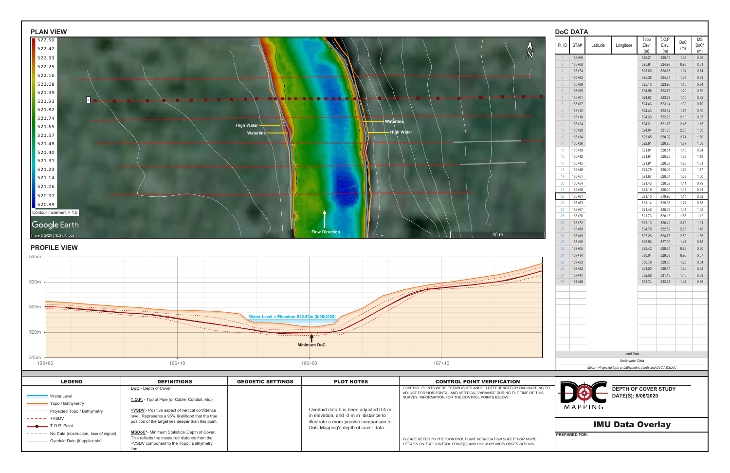## PLAN VIEW

522.50
522.42
522.33
522.25
522.16
522.08
521.99
521.91
521.82
521.74
521.65
521.57
521.48
521.40
521.31
521.23
521.14
521.06
520.97
520.89

Contour Increment = 1.0

Google Earth

Image © 2020 CNES / Airbus

High Water
Waterline
Waterline
High Water
Flow Direction
40 m
N

## PROFILE VIEW

535m
530m
525m
520m
515m

165+60 166+10 166+60 167+10

Water Level = Elevation 522.50m (8/08/2020)

Minimum DoC

## DoC DATA

| Pt. ID | STA# | Latitude | Longitude | Topo Elev. (m) | T.O.P. Elev. (m) | DoC (m) | MS DoC* (m) |
|---|---|---|---|---|---|---|---|
| 1 | 165+60 | | | 526.21 | 525.16 | 1.05 | 0.66 |
| 2 | 165+68 | | | 525.94 | 524.98 | 0.96 | 0.51 |
| 3 | 165+74 | | | 525.69 | 524.65 | 1.04 | 0.64 |
| 4 | 165+82 | | | 525.38 | 524.34 | 1.04 | 0.62 |
| 5 | 165+89 | | | 525.13 | 523.96 | 1.16 | 0.74 |
| 6 | 165+95 | | | 524.98 | 523.78 | 1.20 | 0.69 |
| 7 | 166+01 | | | 524.67 | 523.57 | 1.10 | 0.62 |
| 8 | 166+07 | | | 524.43 | 523.14 | 1.30 | 0.70 |
| 9 | 166+12 | | | 524.43 | 522.64 | 1.78 | 0.90 |
| 10 | 166+18 | | | 524.33 | 522.23 | 2.10 | 0.95 |
| 11 | 166+24 | | | 524.21 | 521.76 | 2.45 | 1.15 |
| 12 | 166+28 | | | 524.04 | 521.38 | 2.66 | 1.50 |
| 13 | 166+34 | | | 523.65 | 520.92 | 2.74 | 1.80 |
| 14 | 166+36 | | | 522.61 | 520.75 | 1.87 | 1.00 |
| 15 | 166+39 | | | 521.91 | 520.51 | 1.40 | 0.94 |
| 16 | 166+42 | | | 521.94 | 520.26 | 1.68 | 1.18 |
| 17 | 166+45 | | | 521.91 | 520.08 | 1.83 | 1.31 |
| 18 | 166+48 | | | 521.79 | 520.05 | 1.74 | 1.17 |
| 19 | 166+51 | | | 521.67 | 520.04 | 1.63 | 1.00 |
| 20 | 166+54 | | | 521.43 | 520.02 | 1.41 | 0.79 |
| 21 | 166+58 | | | 521.19 | 520.00 | 1.19 | 0.61 |
| 22 | 166+61 | | | 521.10 | 519.96 | 1.14 | 0.62 |
| 23 | 166+63 | | | 521.14 | 519.93 | 1.21 | 0.68 |
| 24 | 166+67 | | | 521.46 | 520.05 | 1.41 | 1.02 |
| 25 | 166+70 | | | 521.73 | 520.18 | 1.55 | 1.12 |
| 26 | 166+72 | | | 523.13 | 520.40 | 2.73 | 1.91 |
| 27 | 166+80 | | | 524.78 | 522.52 | 2.26 | 1.10 |
| 28 | 166+88 | | | 527.26 | 524.76 | 2.50 | 1.36 |
| 29 | 166+96 | | | 528.56 | 527.09 | 1.47 | 0.78 |
| 30 | 167+05 | | | 529.42 | 528.64 | 0.78 | 0.50 |
| 31 | 167+14 | | | 530.04 | 529.08 | 0.96 | 0.57 |
| 32 | 167+23 | | | 530.79 | 529.55 | 1.23 | 0.64 |
| 33 | 167+32 | | | 531.50 | 530.14 | 1.36 | 0.63 |
| 34 | 167+41 | | | 532.58 | 531.18 | 1.40 | 0.68 |
| 35 | 167+48 | | | 533.74 | 532.27 | 1.47 | 0.66 |

Land Data

Underwater Data

*Italics = Projected topo or bathymetric points and DoC / MSDoC*

### LEGEND

- Water Level
- Topo / Bathymetry
- Projected Topo / Bathymetry
- +VSDV
- T.O.P. Point
- No Data (obstruction, loss of signal)
- Overlaid Data (if applicable)

### DEFINITIONS

**DoC** - Depth of Cover

**T.O.P.** - Top of Pipe (or Cable, Conduit, etc.)

**+VSDV** - Positive aspect of vertical confidence level. Represents a 95% likelihood that the true position of the target lies deeper than this point.

**MSDoC*** - Minimum Statistical Depth of Cover. This reflects the measured distance from the +VSDV component to the Topo / Bathymetry line.

### GEODETIC SETTINGS

### PLOT NOTES

Overlaid data has been adjusted 0.4 m in elevation, and -3 m in distance to illustrate a more precise comparison to DoC Mapping's depth of cover data.

### CONTROL POINT VERIFICATION

CONTROL POINTS WERE ESTABLISHED AND/OR REFERENCED BY DoC MAPPING TO ADJUST FOR HORIZONTAL AND VERTICAL VARIANCE DURING THE TIME OF THIS SURVEY. INFORMATION FOR THE CONTROL POINTS BELOW:

*PLEASE REFER TO THE "CONTROL POINT VERIFICATION SHEET" FOR MORE DETAILS ON THE CONTROL POINT(S) AND DoC MAPPING'S OBSERVATIONS.*

DoC MAPPING

**DEPTH OF COVER STUDY**
**DATE(S): 8/08/2020**

# IMU Data Overlay

**PREPARED FOR:**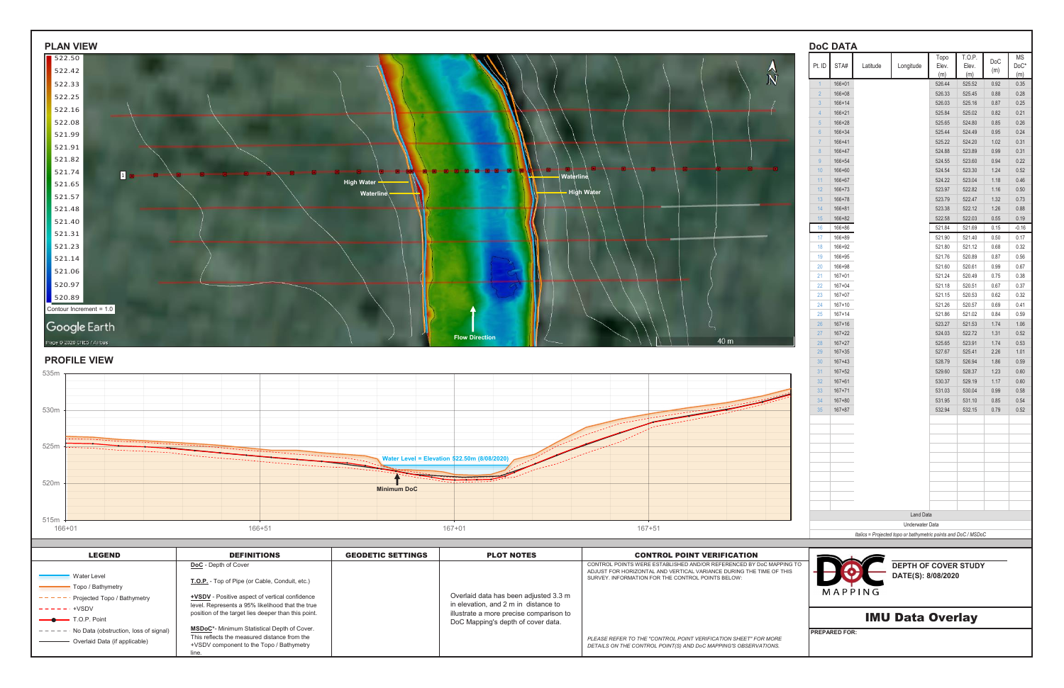## PLAN VIEW

522.50
522.42
522.33
522.25
522.16
522.08
521.99
521.91
521.82
521.74
521.65
521.57
521.48
521.40
521.31
521.23
521.14
521.06
520.97
520.89

Contour Increment = 1.0

Google Earth

Image © 2020 CNES / Airbus

High Water

Waterline

Waterline

High Water

Flow Direction

40 m

N

## PROFILE VIEW

535m
530m
525m
520m
515m

166+01 | 166+51 | 167+01 | 167+51

Water Level = Elevation 522.50m (8/08/2020)

Minimum DoC

## DoC DATA

| Pt. ID | STA# | Latitude | Longitude | Topo Elev. (m) | T.O.P. Elev. (m) | DoC (m) | MS DoC* (m) |
|---|---|---|---|---|---|---|---|
| 1 | 166+01 | | | 526.44 | 525.52 | 0.92 | 0.35 |
| 2 | 166+08 | | | 526.33 | 525.45 | 0.88 | 0.28 |
| 3 | 166+14 | | | 526.03 | 525.16 | 0.87 | 0.25 |
| 4 | 166+21 | | | 525.84 | 525.02 | 0.82 | 0.21 |
| 5 | 166+28 | | | 525.65 | 524.80 | 0.85 | 0.26 |
| 6 | 166+34 | | | 525.44 | 524.49 | 0.95 | 0.24 |
| 7 | 166+41 | | | 525.22 | 524.20 | 1.02 | 0.31 |
| 8 | 166+47 | | | 524.88 | 523.89 | 0.99 | 0.31 |
| 9 | 166+54 | | | 524.55 | 523.60 | 0.94 | 0.22 |
| 10 | 166+60 | | | 524.54 | 523.30 | 1.24 | 0.52 |
| 11 | 166+67 | | | 524.22 | 523.04 | 1.18 | 0.46 |
| 12 | 166+73 | | | 523.97 | 522.82 | 1.16 | 0.50 |
| 13 | 166+78 | | | 523.79 | 522.47 | 1.32 | 0.73 |
| 14 | 166+81 | | | 523.38 | 522.12 | 1.26 | 0.88 |
| 15 | 166+82 | | | 522.58 | 522.03 | 0.55 | 0.19 |
| 16 | 166+86 | | | 521.84 | 521.69 | 0.15 | -0.16 |
| 17 | 166+89 | | | 521.90 | 521.40 | 0.50 | 0.17 |
| 18 | 166+92 | | | 521.80 | 521.12 | 0.68 | 0.32 |
| 19 | 166+95 | | | 521.76 | 520.89 | 0.87 | 0.56 |
| 20 | 166+98 | | | 521.60 | 520.61 | 0.99 | 0.67 |
| 21 | 167+01 | | | 521.24 | 520.49 | 0.75 | 0.38 |
| 22 | 167+04 | | | 521.18 | 520.51 | 0.67 | 0.37 |
| 23 | 167+07 | | | 521.15 | 520.53 | 0.62 | 0.32 |
| 24 | 167+10 | | | 521.26 | 520.57 | 0.69 | 0.41 |
| 25 | 167+14 | | | 521.86 | 521.02 | 0.84 | 0.59 |
| 26 | 167+16 | | | 523.27 | 521.53 | 1.74 | 1.06 |
| 27 | 167+22 | | | 524.03 | 522.72 | 1.31 | 0.52 |
| 28 | 167+27 | | | 525.65 | 523.91 | 1.74 | 0.53 |
| 29 | 167+35 | | | 527.67 | 525.41 | 2.26 | 1.01 |
| 30 | 167+43 | | | 528.79 | 526.94 | 1.86 | 0.59 |
| 31 | 167+52 | | | 529.60 | 528.37 | 1.23 | 0.60 |
| 32 | 167+61 | | | 530.37 | 529.19 | 1.17 | 0.60 |
| 33 | 167+71 | | | 531.03 | 530.04 | 0.99 | 0.58 |
| 34 | 167+80 | | | 531.95 | 531.10 | 0.85 | 0.54 |
| 35 | 167+87 | | | 532.94 | 532.15 | 0.79 | 0.52 |

Land Data

Underwater Data

*Italics = Projected topo or bathymetric points and DoC / MSDoC*

### LEGEND

- Water Level
- Topo / Bathymetry
- Projected Topo / Bathymetry
- +VSDV
- T.O.P. Point
- No Data (obstruction, loss of signal)
- Overlaid Data (if applicable)

### DEFINITIONS

**DoC** - Depth of Cover

**T.O.P.** - Top of Pipe (or Cable, Conduit, etc.)

**+VSDV** - Positive aspect of vertical confidence level. Represents a 95% likelihood that the true position of the target lies deeper than this point.

**MSDoC*** - Minimum Statistical Depth of Cover. This reflects the measured distance from the +VSDV component to the Topo / Bathymetry line.

### GEODETIC SETTINGS

### PLOT NOTES

Overlaid data has been adjusted 3.3 m in elevation, and 2 m in distance to illustrate a more precise comparison to DoC Mapping's depth of cover data.

### CONTROL POINT VERIFICATION

CONTROL POINTS WERE ESTABLISHED AND/OR REFERENCED BY DoC MAPPING TO ADJUST FOR HORIZONTAL AND VERTICAL VARIANCE DURING THE TIME OF THIS SURVEY. INFORMATION FOR THE CONTROL POINTS BELOW:

*PLEASE REFER TO THE "CONTROL POINT VERIFICATION SHEET" FOR MORE DETAILS ON THE CONTROL POINT(S) AND DoC MAPPING'S OBSERVATIONS.*

DoC MAPPING

**DEPTH OF COVER STUDY**

**DATE(S): 8/08/2020**

## IMU Data Overlay

**PREPARED FOR:**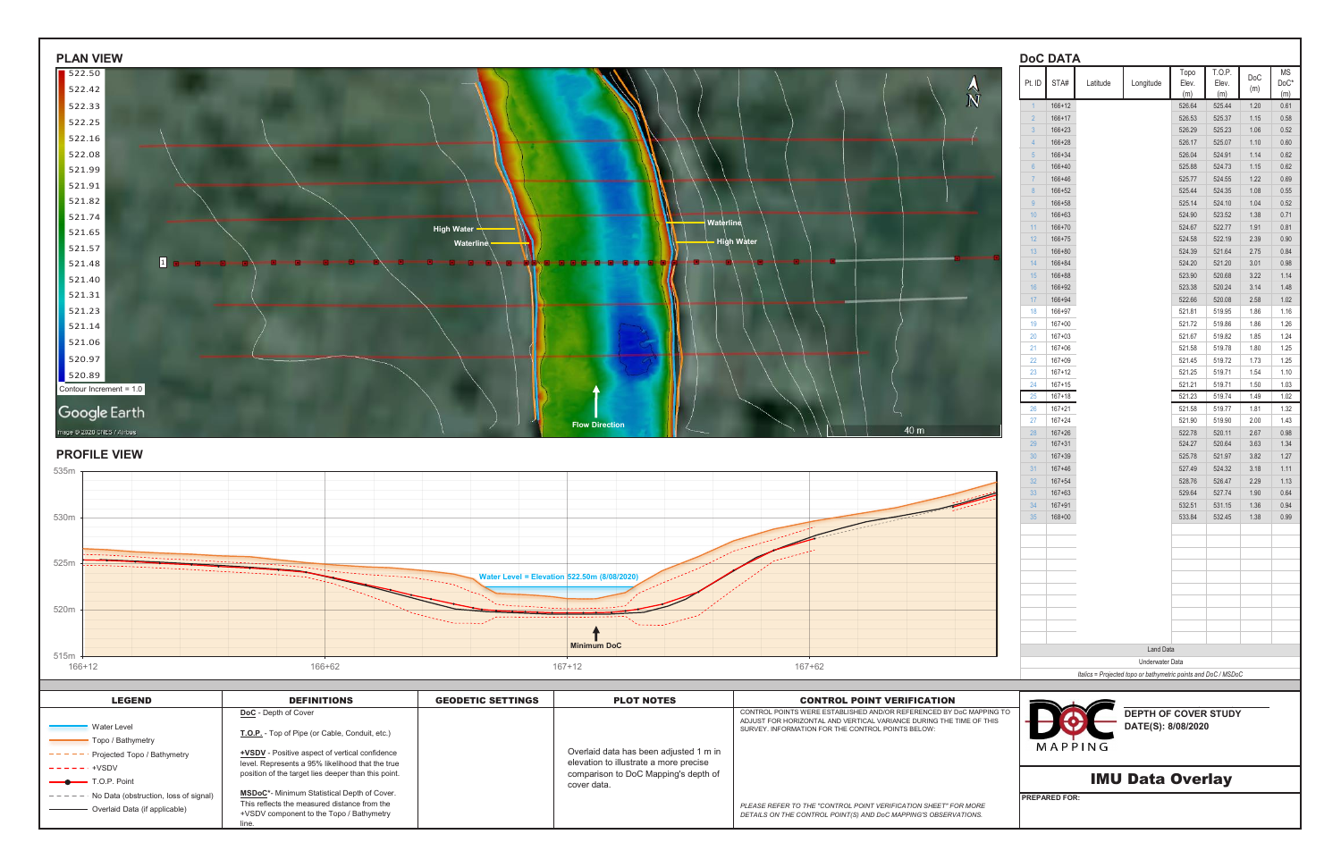## PLAN VIEW

522.50
522.42
522.33
522.25
522.16
522.08
521.99
521.91
521.82
521.74
521.65
521.57
521.48
521.40
521.31
521.23
521.14
521.06
520.97
520.89

Contour Increment = 1.0

High Water
Waterline
Waterline
High Water
Flow Direction
40 m

Google Earth
Image © 2020 CNES / Airbus

## PROFILE VIEW

535m
530m
525m
520m
515m

166+12 | 166+62 | 167+12 | 167+62

Water Level = Elevation 522.50m (8/08/2020)

Minimum DoC

## DoC DATA

| Pt. ID | STA# | Latitude | Longitude | Topo Elev. (m) | T.O.P. Elev. (m) | DoC (m) | MS DoC* (m) |
|---|---|---|---|---|---|---|---|
| 1 | 166+12 | | | 526.64 | 525.44 | 1.20 | 0.61 |
| 2 | 166+17 | | | 526.53 | 525.37 | 1.15 | 0.58 |
| 3 | 166+23 | | | 526.29 | 525.23 | 1.06 | 0.52 |
| 4 | 166+28 | | | 526.17 | 525.07 | 1.10 | 0.60 |
| 5 | 166+34 | | | 526.04 | 524.91 | 1.14 | 0.62 |
| 6 | 166+40 | | | 525.88 | 524.73 | 1.15 | 0.62 |
| 7 | 166+46 | | | 525.77 | 524.55 | 1.22 | 0.69 |
| 8 | 166+52 | | | 525.44 | 524.35 | 1.08 | 0.55 |
| 9 | 166+58 | | | 525.14 | 524.10 | 1.04 | 0.52 |
| 10 | 166+63 | | | 524.90 | 523.52 | 1.38 | 0.71 |
| 11 | 166+70 | | | 524.67 | 522.77 | 1.91 | 0.81 |
| 12 | 166+75 | | | 524.58 | 522.19 | 2.39 | 0.90 |
| 13 | 166+80 | | | 524.39 | 521.64 | 2.75 | 0.84 |
| 14 | 166+84 | | | 524.20 | 521.20 | 3.01 | 0.98 |
| 15 | 166+88 | | | 523.90 | 520.68 | 3.22 | 1.14 |
| 16 | 166+92 | | | 523.38 | 520.24 | 3.14 | 1.48 |
| 17 | 166+94 | | | 522.66 | 520.08 | 2.58 | 1.02 |
| 18 | 166+97 | | | 521.81 | 519.95 | 1.86 | 1.16 |
| 19 | 167+00 | | | 521.72 | 519.86 | 1.86 | 1.26 |
| 20 | 167+03 | | | 521.67 | 519.82 | 1.85 | 1.24 |
| 21 | 167+06 | | | 521.58 | 519.78 | 1.80 | 1.25 |
| 22 | 167+09 | | | 521.45 | 519.72 | 1.73 | 1.25 |
| 23 | 167+12 | | | 521.25 | 519.71 | 1.54 | 1.10 |
| 24 | 167+15 | | | 521.21 | 519.71 | 1.50 | 1.03 |
| 25 | 167+18 | | | 521.23 | 519.74 | 1.49 | 1.02 |
| 26 | 167+21 | | | 521.58 | 519.77 | 1.81 | 1.32 |
| 27 | 167+24 | | | 521.90 | 519.90 | 2.00 | 1.43 |
| 28 | 167+26 | | | 522.78 | 520.11 | 2.67 | 0.98 |
| 29 | 167+31 | | | 524.27 | 520.64 | 3.63 | 1.34 |
| 30 | 167+39 | | | 525.78 | 521.97 | 3.82 | 1.27 |
| 31 | 167+46 | | | 527.49 | 524.32 | 3.18 | 1.11 |
| 32 | 167+54 | | | 528.76 | 526.47 | 2.29 | 1.13 |
| 33 | 167+63 | | | 529.64 | 527.74 | 1.90 | 0.64 |
| 34 | 167+91 | | | 532.51 | 531.15 | 1.36 | 0.94 |
| 35 | 168+00 | | | 533.84 | 532.45 | 1.38 | 0.99 |

Land Data
Underwater Data
*Italics = Projected topo or bathymetric points and DoC / MSDoC*

## LEGEND

- Water Level
- Topo / Bathymetry
- Projected Topo / Bathymetry
- +VSDV
- T.O.P. Point
- No Data (obstruction, loss of signal)
- Overlaid Data (if applicable)

## DEFINITIONS

**DoC** - Depth of Cover

**T.O.P.** - Top of Pipe (or Cable, Conduit, etc.)

**+VSDV** - Positive aspect of vertical confidence level. Represents a 95% likelihood that the true position of the target lies deeper than this point.

**MSDoC*** - Minimum Statistical Depth of Cover. This reflects the measured distance from the +VSDV component to the Topo / Bathymetry line.

## GEODETIC SETTINGS

## PLOT NOTES

Overlaid data has been adjusted 1 m in elevation to illustrate a more precise comparison to DoC Mapping's depth of cover data.

## CONTROL POINT VERIFICATION

CONTROL POINTS WERE ESTABLISHED AND/OR REFERENCED BY DoC MAPPING TO ADJUST FOR HORIZONTAL AND VERTICAL VARIANCE DURING THE TIME OF THIS SURVEY. INFORMATION FOR THE CONTROL POINTS BELOW:

*PLEASE REFER TO THE "CONTROL POINT VERIFICATION SHEET" FOR MORE DETAILS ON THE CONTROL POINT(S) AND DoC MAPPING'S OBSERVATIONS.*

DoC MAPPING

**DEPTH OF COVER STUDY**
**DATE(S): 8/08/2020**

# IMU Data Overlay

**PREPARED FOR:**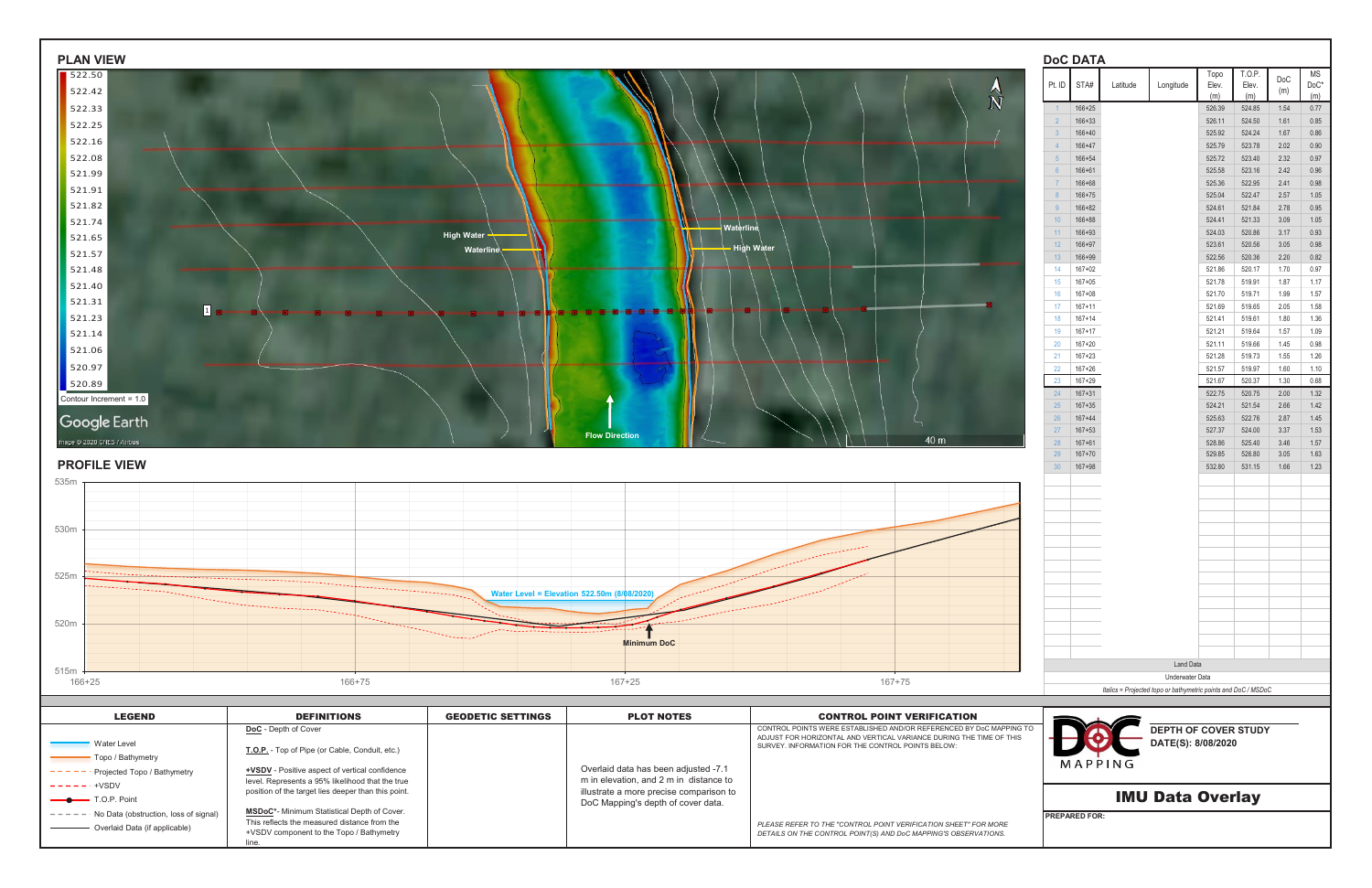## PLAN VIEW

522.50
522.42
522.33
522.25
522.16
522.08
521.99
521.91
521.82
521.74
521.65
521.57
521.48
521.40
521.31
521.23
521.14
521.06
520.97
520.89

Contour Increment = 1.0

Google Earth
Image © 2020 CNES / Airbus

High Water
Waterline
Waterline
High Water
Flow Direction
40 m
N

## PROFILE VIEW

535m
530m
525m
520m
515m

166+25 | 166+75 | 167+25 | 167+75

Water Level = Elevation 522.50m (8/08/2020)

Minimum DoC

## DoC DATA

| Pt. ID | STA# | Latitude | Longitude | Topo Elev. (m) | T.O.P. Elev. (m) | DoC (m) | MS DoC* (m) |
|---|---|---|---|---|---|---|---|
| 1 | 166+25 | | | 526.39 | 524.85 | 1.54 | 0.77 |
| 2 | 166+33 | | | 526.11 | 524.50 | 1.61 | 0.85 |
| 3 | 166+40 | | | 525.92 | 524.24 | 1.67 | 0.86 |
| 4 | 166+47 | | | 525.79 | 523.78 | 2.02 | 0.90 |
| 5 | 166+54 | | | 525.72 | 523.40 | 2.32 | 0.97 |
| 6 | 166+61 | | | 525.58 | 523.16 | 2.42 | 0.96 |
| 7 | 166+68 | | | 525.36 | 522.95 | 2.41 | 0.98 |
| 8 | 166+75 | | | 525.04 | 522.47 | 2.57 | 1.05 |
| 9 | 166+82 | | | 524.61 | 521.84 | 2.78 | 0.95 |
| 10 | 166+88 | | | 524.41 | 521.33 | 3.09 | 1.05 |
| 11 | 166+93 | | | 524.03 | 520.86 | 3.17 | 0.93 |
| 12 | 166+97 | | | 523.61 | 520.56 | 3.05 | 0.98 |
| 13 | 166+99 | | | 522.56 | 520.36 | 2.20 | 0.82 |
| 14 | 167+02 | | | 521.86 | 520.17 | 1.70 | 0.97 |
| 15 | 167+05 | | | 521.78 | 519.91 | 1.87 | 1.17 |
| 16 | 167+08 | | | 521.70 | 519.71 | 1.99 | 1.57 |
| 17 | 167+11 | | | 521.69 | 519.65 | 2.05 | 1.58 |
| 18 | 167+14 | | | 521.41 | 519.61 | 1.80 | 1.36 |
| 19 | 167+17 | | | 521.21 | 519.64 | 1.57 | 1.09 |
| 20 | 167+20 | | | 521.11 | 519.66 | 1.45 | 0.98 |
| 21 | 167+23 | | | 521.28 | 519.73 | 1.55 | 1.26 |
| 22 | 167+26 | | | 521.57 | 519.97 | 1.60 | 1.10 |
| 23 | 167+29 | | | 521.67 | 520.37 | 1.30 | 0.68 |
| 24 | 167+31 | | | 522.75 | 520.75 | 2.00 | 1.32 |
| 25 | 167+35 | | | 524.21 | 521.54 | 2.66 | 1.42 |
| 26 | 167+44 | | | 525.63 | 522.76 | 2.87 | 1.45 |
| 27 | 167+53 | | | 527.37 | 524.00 | 3.37 | 1.53 |
| 28 | 167+61 | | | 528.86 | 525.40 | 3.46 | 1.57 |
| 29 | 167+70 | | | 529.85 | 526.80 | 3.05 | 1.63 |
| 30 | 167+98 | | | 532.80 | 531.15 | 1.66 | 1.23 |

Land Data
Underwater Data
*Italics = Projected topo or bathymetric points and DoC / MSDoC*

### LEGEND

- Water Level
- Topo / Bathymetry
- Projected Topo / Bathymetry
- +VSDV
- T.O.P. Point
- No Data (obstruction, loss of signal)
- Overlaid Data (if applicable)

### DEFINITIONS

**DoC** - Depth of Cover

**T.O.P.** - Top of Pipe (or Cable, Conduit, etc.)

**+VSDV** - Positive aspect of vertical confidence level. Represents a 95% likelihood that the true position of the target lies deeper than this point.

**MSDoC*** - Minimum Statistical Depth of Cover. This reflects the measured distance from the +VSDV component to the Topo / Bathymetry line.

### GEODETIC SETTINGS

### PLOT NOTES

Overlaid data has been adjusted -7.1 m in elevation, and 2 m in distance to illustrate a more precise comparison to DoC Mapping's depth of cover data.

### CONTROL POINT VERIFICATION

CONTROL POINTS WERE ESTABLISHED AND/OR REFERENCED BY DoC MAPPING TO ADJUST FOR HORIZONTAL AND VERTICAL VARIANCE DURING THE TIME OF THIS SURVEY. INFORMATION FOR THE CONTROL POINTS BELOW:

*PLEASE REFER TO THE "CONTROL POINT VERIFICATION SHEET" FOR MORE DETAILS ON THE CONTROL POINT(S) AND DoC MAPPING'S OBSERVATIONS.*

DoC MAPPING

**DEPTH OF COVER STUDY**
**DATE(S): 8/08/2020**

# IMU Data Overlay

**PREPARED FOR:**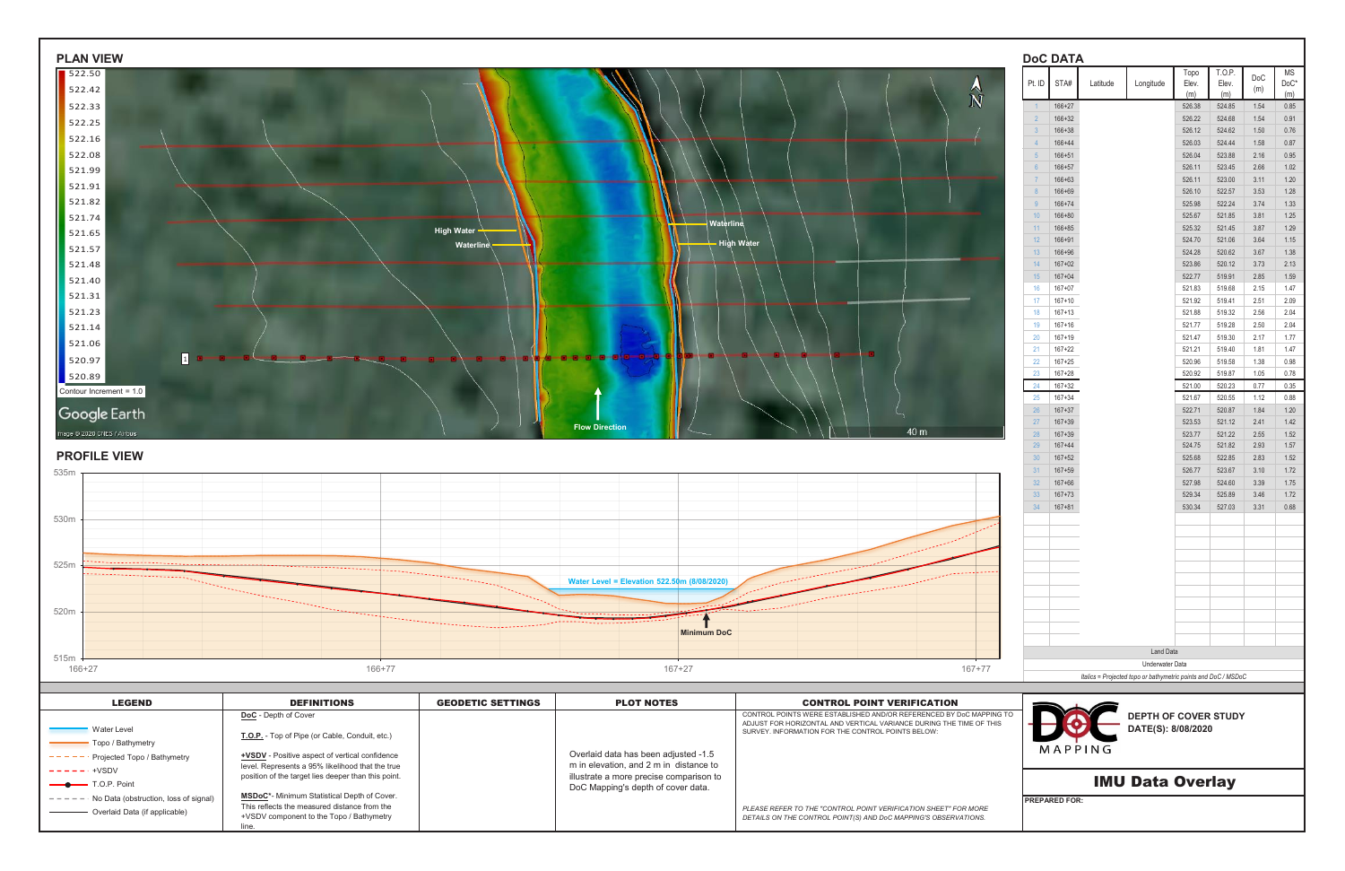## PLAN VIEW

522.50
522.42
522.33
522.25
522.16
522.08
521.99
521.91
521.82
521.74
521.65
521.57
521.48
521.40
521.31
521.23
521.14
521.06
520.97
520.89

Contour Increment = 1.0

Google Earth

Image © 2020 CNES / Airbus

High Water
Waterline
Waterline
High Water
Flow Direction
40 m
N

## PROFILE VIEW

535m
530m
525m
520m
515m

166+27
166+77
167+27
167+77

Water Level = Elevation 522.50m (8/08/2020)

Minimum DoC

## DoC DATA

| Pt. ID | STA# | Latitude | Longitude | Topo Elev. (m) | T.O.P. Elev. (m) | DoC (m) | MS DoC* (m) |
|---|---|---|---|---|---|---|---|
| 1 | 166+27 | | | 526.38 | 524.85 | 1.54 | 0.85 |
| 2 | 166+32 | | | 526.22 | 524.68 | 1.54 | 0.91 |
| 3 | 166+38 | | | 526.12 | 524.62 | 1.50 | 0.76 |
| 4 | 166+44 | | | 526.03 | 524.44 | 1.58 | 0.87 |
| 5 | 166+51 | | | 526.04 | 523.88 | 2.16 | 0.95 |
| 6 | 166+57 | | | 526.11 | 523.45 | 2.66 | 1.02 |
| 7 | 166+63 | | | 526.11 | 523.00 | 3.11 | 1.20 |
| 8 | 166+69 | | | 526.10 | 522.57 | 3.53 | 1.28 |
| 9 | 166+74 | | | 525.98 | 522.24 | 3.74 | 1.33 |
| 10 | 166+80 | | | 525.67 | 521.85 | 3.81 | 1.25 |
| 11 | 166+85 | | | 525.32 | 521.45 | 3.87 | 1.29 |
| 12 | 166+91 | | | 524.70 | 521.06 | 3.64 | 1.15 |
| 13 | 166+96 | | | 524.28 | 520.62 | 3.67 | 1.38 |
| 14 | 167+02 | | | 523.86 | 520.12 | 3.73 | 2.13 |
| 15 | 167+04 | | | 522.77 | 519.91 | 2.85 | 1.59 |
| 16 | 167+07 | | | 521.83 | 519.68 | 2.15 | 1.47 |
| 17 | 167+10 | | | 521.92 | 519.41 | 2.51 | 2.09 |
| 18 | 167+13 | | | 521.88 | 519.32 | 2.56 | 2.04 |
| 19 | 167+16 | | | 521.77 | 519.28 | 2.50 | 2.04 |
| 20 | 167+19 | | | 521.47 | 519.30 | 2.17 | 1.77 |
| 21 | 167+22 | | | 521.21 | 519.40 | 1.81 | 1.47 |
| 22 | 167+25 | | | 520.96 | 519.58 | 1.38 | 0.98 |
| 23 | 167+28 | | | 520.92 | 519.87 | 1.05 | 0.78 |
| 24 | 167+32 | | | 521.00 | 520.23 | 0.77 | 0.35 |
| 25 | 167+34 | | | 521.67 | 520.55 | 1.12 | 0.88 |
| 26 | 167+37 | | | 522.71 | 520.87 | 1.84 | 1.20 |
| 27 | 167+39 | | | 523.53 | 521.12 | 2.41 | 1.42 |
| 28 | 167+39 | | | 523.77 | 521.22 | 2.55 | 1.52 |
| 29 | 167+44 | | | 524.75 | 521.82 | 2.93 | 1.57 |
| 30 | 167+52 | | | 525.68 | 522.85 | 2.83 | 1.52 |
| 31 | 167+59 | | | 526.77 | 523.67 | 3.10 | 1.72 |
| 32 | 167+66 | | | 527.98 | 524.60 | 3.39 | 1.75 |
| 33 | 167+73 | | | 529.34 | 525.89 | 3.46 | 1.72 |
| 34 | 167+81 | | | 530.34 | 527.03 | 3.31 | 0.68 |

Land Data
Underwater Data

*Italics = Projected topo or bathymetric points and DoC / MSDoC*

## LEGEND

- Water Level
- Topo / Bathymetry
- Projected Topo / Bathymetry
- +VSDV
- T.O.P. Point
- No Data (obstruction, loss of signal)
- Overlaid Data (if applicable)

## DEFINITIONS

**DoC** - Depth of Cover

**T.O.P.** - Top of Pipe (or Cable, Conduit, etc.)

**+VSDV** - Positive aspect of vertical confidence level. Represents a 95% likelihood that the true position of the target lies deeper than this point.

**MSDoC*** - Minimum Statistical Depth of Cover. This reflects the measured distance from the +VSDV component to the Topo / Bathymetry line.

## GEODETIC SETTINGS

## PLOT NOTES

Overlaid data has been adjusted -1.5 m in elevation, and 2 m in distance to illustrate a more precise comparison to DoC Mapping's depth of cover data.

## CONTROL POINT VERIFICATION

CONTROL POINTS WERE ESTABLISHED AND/OR REFERENCED BY DoC MAPPING TO ADJUST FOR HORIZONTAL AND VERTICAL VARIANCE DURING THE TIME OF THIS SURVEY. INFORMATION FOR THE CONTROL POINTS BELOW:

*PLEASE REFER TO THE "CONTROL POINT VERIFICATION SHEET" FOR MORE DETAILS ON THE CONTROL POINT(S) AND DoC MAPPING'S OBSERVATIONS.*

DoC MAPPING

**DEPTH OF COVER STUDY**
**DATE(S): 8/08/2020**

# IMU Data Overlay

**PREPARED FOR:**